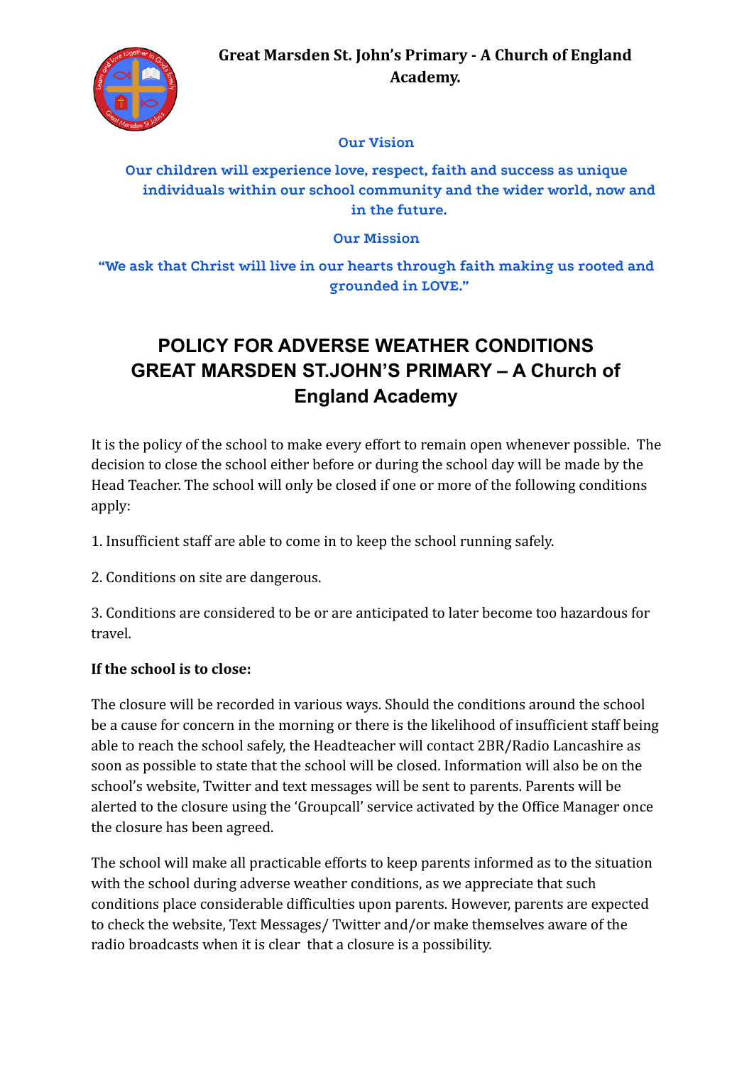**Great Marsden St. John's Primary - A Church of England Academy.**

**Our Vision**

**Our children will experience love, respect, faith and success as unique individuals within our school community and the wider world, now and in the future.**

**Our Mission**

**"We ask that Christ will live in our hearts through faith making us rooted and grounded in LOVE."**

# POLICY FOR ADVERSE WEATHER CONDITIONS GREAT MARSDEN ST.JOHN'S PRIMARY – A Church of England Academy

It is the policy of the school to make every effort to remain open whenever possible. The decision to close the school either before or during the school day will be made by the Head Teacher. The school will only be closed if one or more of the following conditions apply:

1. Insufficient staff are able to come in to keep the school running safely.

2. Conditions on site are dangerous.

3. Conditions are considered to be or are anticipated to later become too hazardous for travel.

**If the school is to close:**

The closure will be recorded in various ways. Should the conditions around the school be a cause for concern in the morning or there is the likelihood of insufficient staff being able to reach the school safely, the Headteacher will contact 2BR/Radio Lancashire as soon as possible to state that the school will be closed. Information will also be on the school's website, Twitter and text messages will be sent to parents. Parents will be alerted to the closure using the 'Groupcall' service activated by the Office Manager once the closure has been agreed.

The school will make all practicable efforts to keep parents informed as to the situation with the school during adverse weather conditions, as we appreciate that such conditions place considerable difficulties upon parents. However, parents are expected to check the website, Text Messages/ Twitter and/or make themselves aware of the radio broadcasts when it is clear that a closure is a possibility.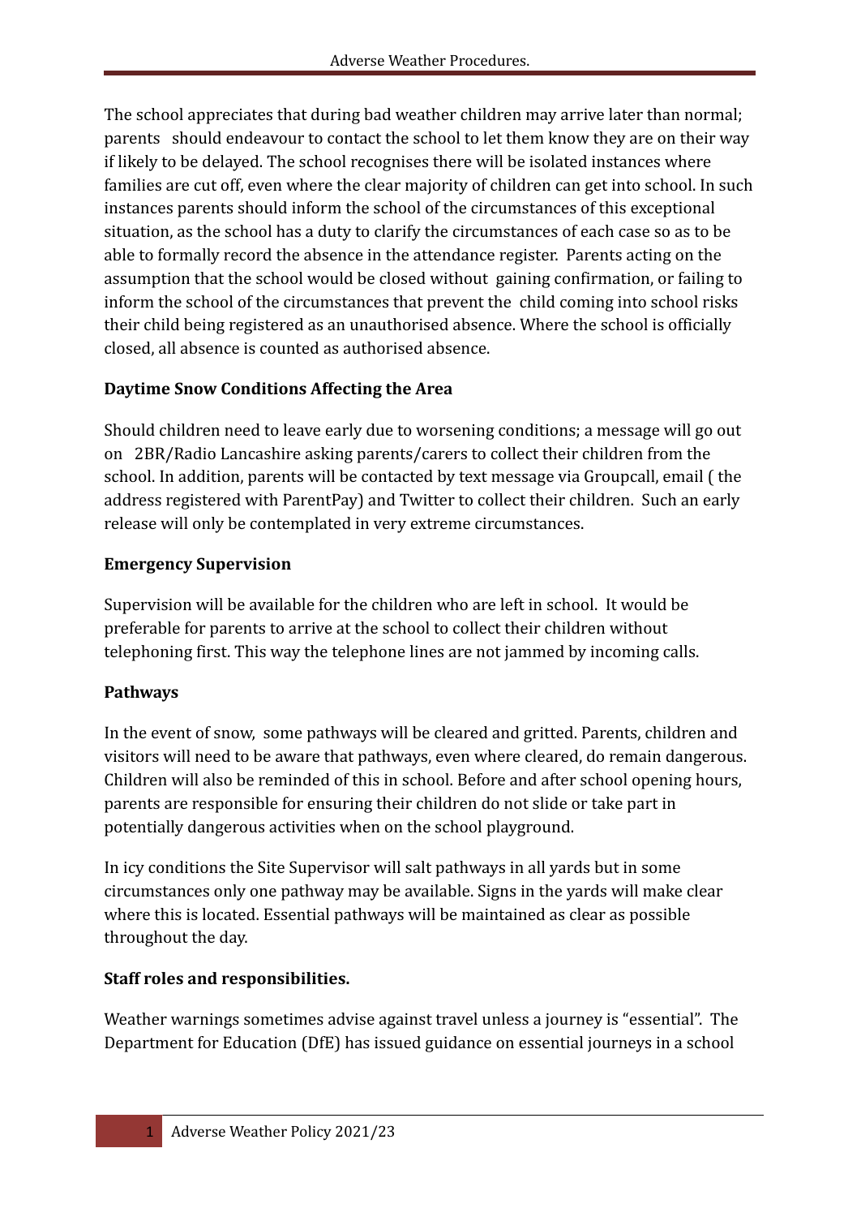The school appreciates that during bad weather children may arrive later than normal; parents should endeavour to contact the school to let them know they are on their way if likely to be delayed. The school recognises there will be isolated instances where families are cut off, even where the clear majority of children can get into school. In such instances parents should inform the school of the circumstances of this exceptional situation, as the school has a duty to clarify the circumstances of each case so as to be able to formally record the absence in the attendance register. Parents acting on the assumption that the school would be closed without gaining confirmation, or failing to inform the school of the circumstances that prevent the child coming into school risks their child being registered as an unauthorised absence. Where the school is officially closed, all absence is counted as authorised absence.

**Daytime Snow Conditions Affecting the Area**

Should children need to leave early due to worsening conditions; a message will go out on 2BR/Radio Lancashire asking parents/carers to collect their children from the school. In addition, parents will be contacted by text message via Groupcall, email ( the address registered with ParentPay) and Twitter to collect their children. Such an early release will only be contemplated in very extreme circumstances.

**Emergency Supervision**

Supervision will be available for the children who are left in school. It would be preferable for parents to arrive at the school to collect their children without telephoning first. This way the telephone lines are not jammed by incoming calls.

**Pathways**

In the event of snow, some pathways will be cleared and gritted. Parents, children and visitors will need to be aware that pathways, even where cleared, do remain dangerous. Children will also be reminded of this in school. Before and after school opening hours, parents are responsible for ensuring their children do not slide or take part in potentially dangerous activities when on the school playground.

In icy conditions the Site Supervisor will salt pathways in all yards but in some circumstances only one pathway may be available. Signs in the yards will make clear where this is located. Essential pathways will be maintained as clear as possible throughout the day.

**Staff roles and responsibilities.**

Weather warnings sometimes advise against travel unless a journey is "essential". The Department for Education (DfE) has issued guidance on essential journeys in a school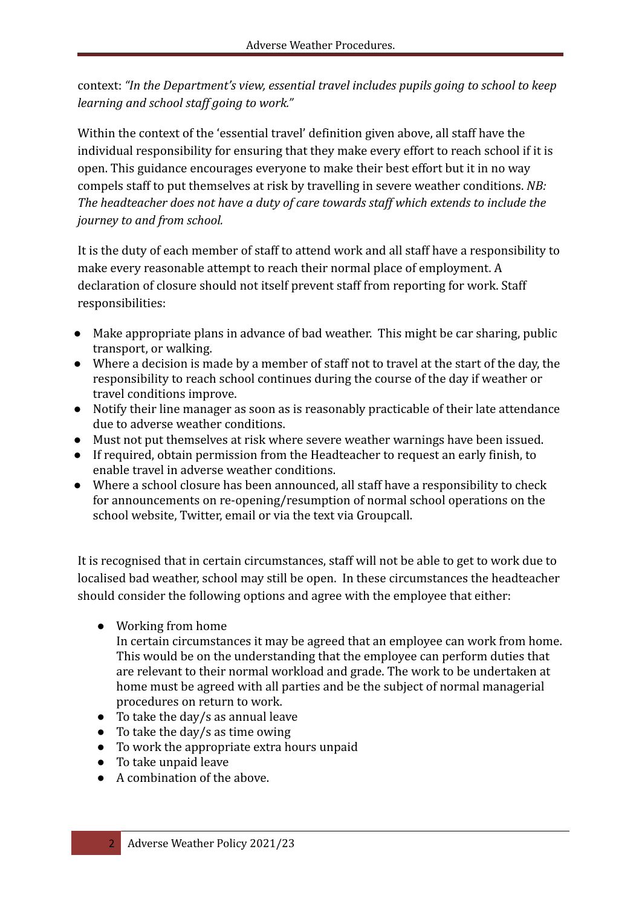context: *"In the Department's view, essential travel includes pupils going to school to keep learning and school staff going to work."*

Within the context of the 'essential travel' definition given above, all staff have the individual responsibility for ensuring that they make every effort to reach school if it is open. This guidance encourages everyone to make their best effort but it in no way compels staff to put themselves at risk by travelling in severe weather conditions. *NB: The headteacher does not have a duty of care towards staff which extends to include the journey to and from school.*

It is the duty of each member of staff to attend work and all staff have a responsibility to make every reasonable attempt to reach their normal place of employment. A declaration of closure should not itself prevent staff from reporting for work. Staff responsibilities:

- Make appropriate plans in advance of bad weather. This might be car sharing, public transport, or walking.
- Where a decision is made by a member of staff not to travel at the start of the day, the responsibility to reach school continues during the course of the day if weather or travel conditions improve.
- Notify their line manager as soon as is reasonably practicable of their late attendance due to adverse weather conditions.
- Must not put themselves at risk where severe weather warnings have been issued.
- If required, obtain permission from the Headteacher to request an early finish, to enable travel in adverse weather conditions.
- Where a school closure has been announced, all staff have a responsibility to check for announcements on re-opening/resumption of normal school operations on the school website, Twitter, email or via the text via Groupcall.

It is recognised that in certain circumstances, staff will not be able to get to work due to localised bad weather, school may still be open. In these circumstances the headteacher should consider the following options and agree with the employee that either:

- Working from home
  In certain circumstances it may be agreed that an employee can work from home. This would be on the understanding that the employee can perform duties that are relevant to their normal workload and grade. The work to be undertaken at home must be agreed with all parties and be the subject of normal managerial procedures on return to work.
- To take the day/s as annual leave
- To take the day/s as time owing
- To work the appropriate extra hours unpaid
- To take unpaid leave
- A combination of the above.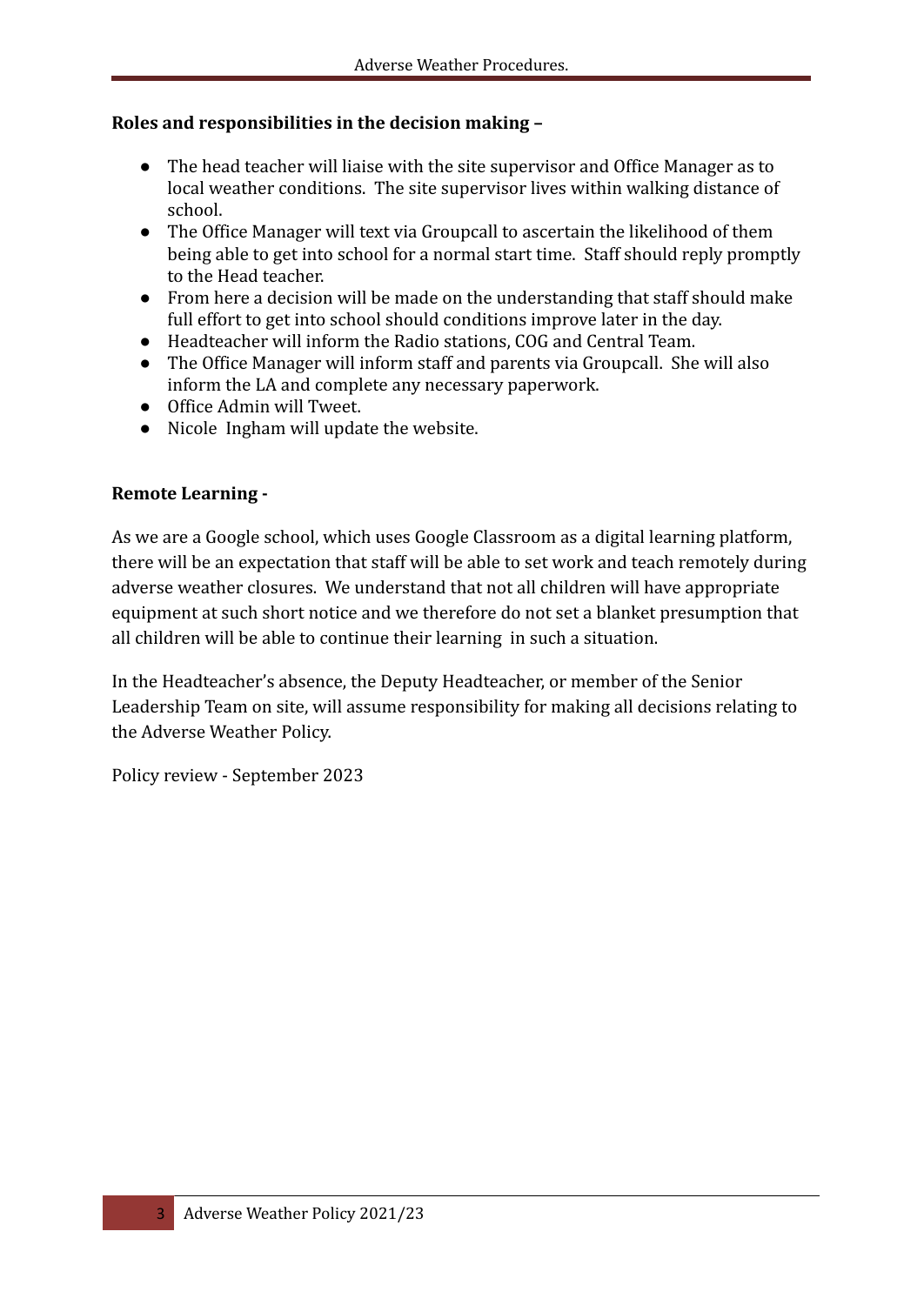**Roles and responsibilities in the decision making –**

- The head teacher will liaise with the site supervisor and Office Manager as to local weather conditions. The site supervisor lives within walking distance of school.
- The Office Manager will text via Groupcall to ascertain the likelihood of them being able to get into school for a normal start time. Staff should reply promptly to the Head teacher.
- From here a decision will be made on the understanding that staff should make full effort to get into school should conditions improve later in the day.
- Headteacher will inform the Radio stations, COG and Central Team.
- The Office Manager will inform staff and parents via Groupcall. She will also inform the LA and complete any necessary paperwork.
- Office Admin will Tweet.
- Nicole Ingham will update the website.

**Remote Learning -**

As we are a Google school, which uses Google Classroom as a digital learning platform, there will be an expectation that staff will be able to set work and teach remotely during adverse weather closures. We understand that not all children will have appropriate equipment at such short notice and we therefore do not set a blanket presumption that all children will be able to continue their learning in such a situation.

In the Headteacher's absence, the Deputy Headteacher, or member of the Senior Leadership Team on site, will assume responsibility for making all decisions relating to the Adverse Weather Policy.

Policy review - September 2023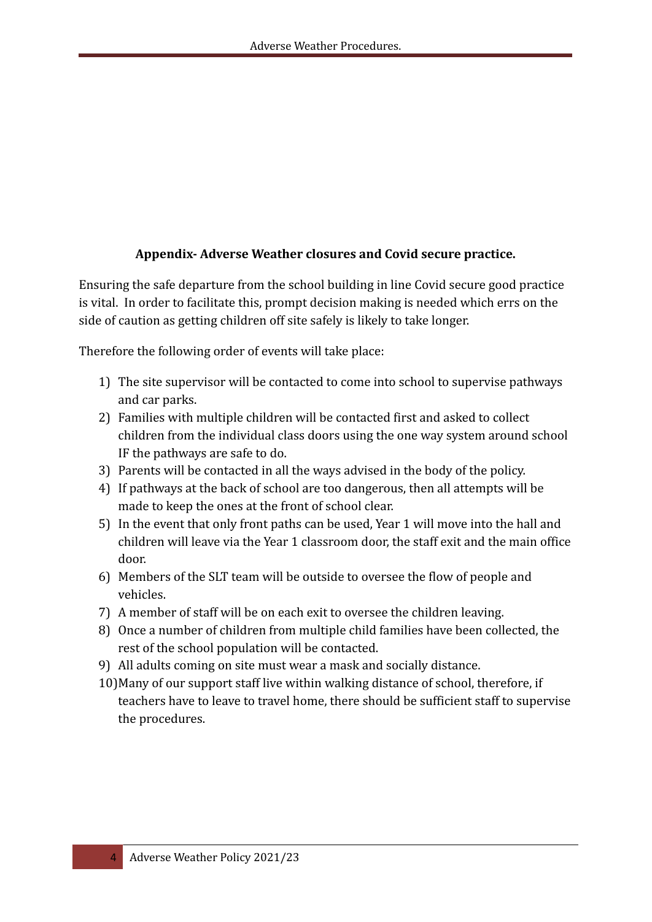**Appendix- Adverse Weather closures and Covid secure practice.**

Ensuring the safe departure from the school building in line Covid secure good practice is vital. In order to facilitate this, prompt decision making is needed which errs on the side of caution as getting children off site safely is likely to take longer.

Therefore the following order of events will take place:

1) The site supervisor will be contacted to come into school to supervise pathways and car parks.
2) Families with multiple children will be contacted first and asked to collect children from the individual class doors using the one way system around school IF the pathways are safe to do.
3) Parents will be contacted in all the ways advised in the body of the policy.
4) If pathways at the back of school are too dangerous, then all attempts will be made to keep the ones at the front of school clear.
5) In the event that only front paths can be used, Year 1 will move into the hall and children will leave via the Year 1 classroom door, the staff exit and the main office door.
6) Members of the SLT team will be outside to oversee the flow of people and vehicles.
7) A member of staff will be on each exit to oversee the children leaving.
8) Once a number of children from multiple child families have been collected, the rest of the school population will be contacted.
9) All adults coming on site must wear a mask and socially distance.
10) Many of our support staff live within walking distance of school, therefore, if teachers have to leave to travel home, there should be sufficient staff to supervise the procedures.